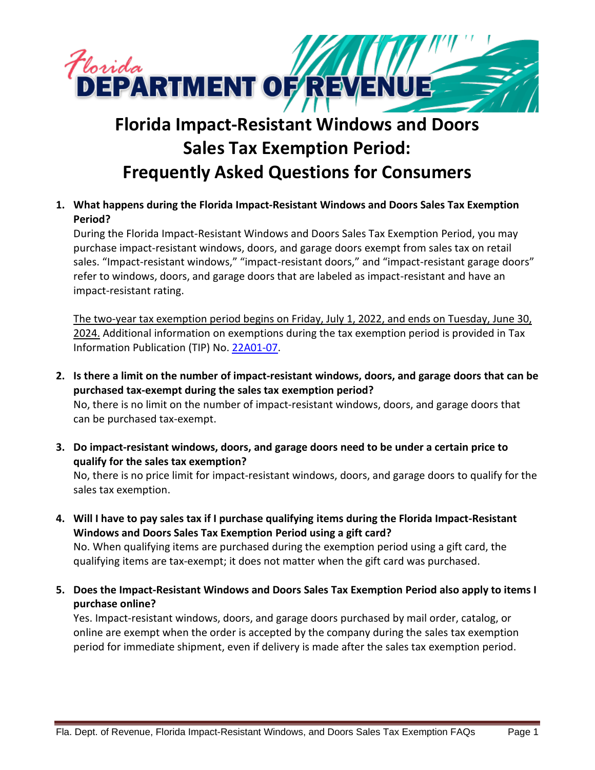# Florida Department of Revenue

# Florida Impact-Resistant Windows and Doors Sales Tax Exemption Period: Frequently Asked Questions for Consumers

1. **What happens during the Florida Impact-Resistant Windows and Doors Sales Tax Exemption Period?**
   During the Florida Impact-Resistant Windows and Doors Sales Tax Exemption Period, you may purchase impact-resistant windows, doors, and garage doors exempt from sales tax on retail sales. "Impact-resistant windows," "impact-resistant doors," and "impact-resistant garage doors" refer to windows, doors, and garage doors that are labeled as impact-resistant and have an impact-resistant rating.

   The two-year tax exemption period begins on Friday, July 1, 2022, and ends on Tuesday, June 30, 2024. Additional information on exemptions during the tax exemption period is provided in Tax Information Publication (TIP) No. 22A01-07.

2. **Is there a limit on the number of impact-resistant windows, doors, and garage doors that can be purchased tax-exempt during the sales tax exemption period?**
   No, there is no limit on the number of impact-resistant windows, doors, and garage doors that can be purchased tax-exempt.

3. **Do impact-resistant windows, doors, and garage doors need to be under a certain price to qualify for the sales tax exemption?**
   No, there is no price limit for impact-resistant windows, doors, and garage doors to qualify for the sales tax exemption.

4. **Will I have to pay sales tax if I purchase qualifying items during the Florida Impact-Resistant Windows and Doors Sales Tax Exemption Period using a gift card?**
   No. When qualifying items are purchased during the exemption period using a gift card, the qualifying items are tax-exempt; it does not matter when the gift card was purchased.

5. **Does the Impact-Resistant Windows and Doors Sales Tax Exemption Period also apply to items I purchase online?**
   Yes. Impact-resistant windows, doors, and garage doors purchased by mail order, catalog, or online are exempt when the order is accepted by the company during the sales tax exemption period for immediate shipment, even if delivery is made after the sales tax exemption period.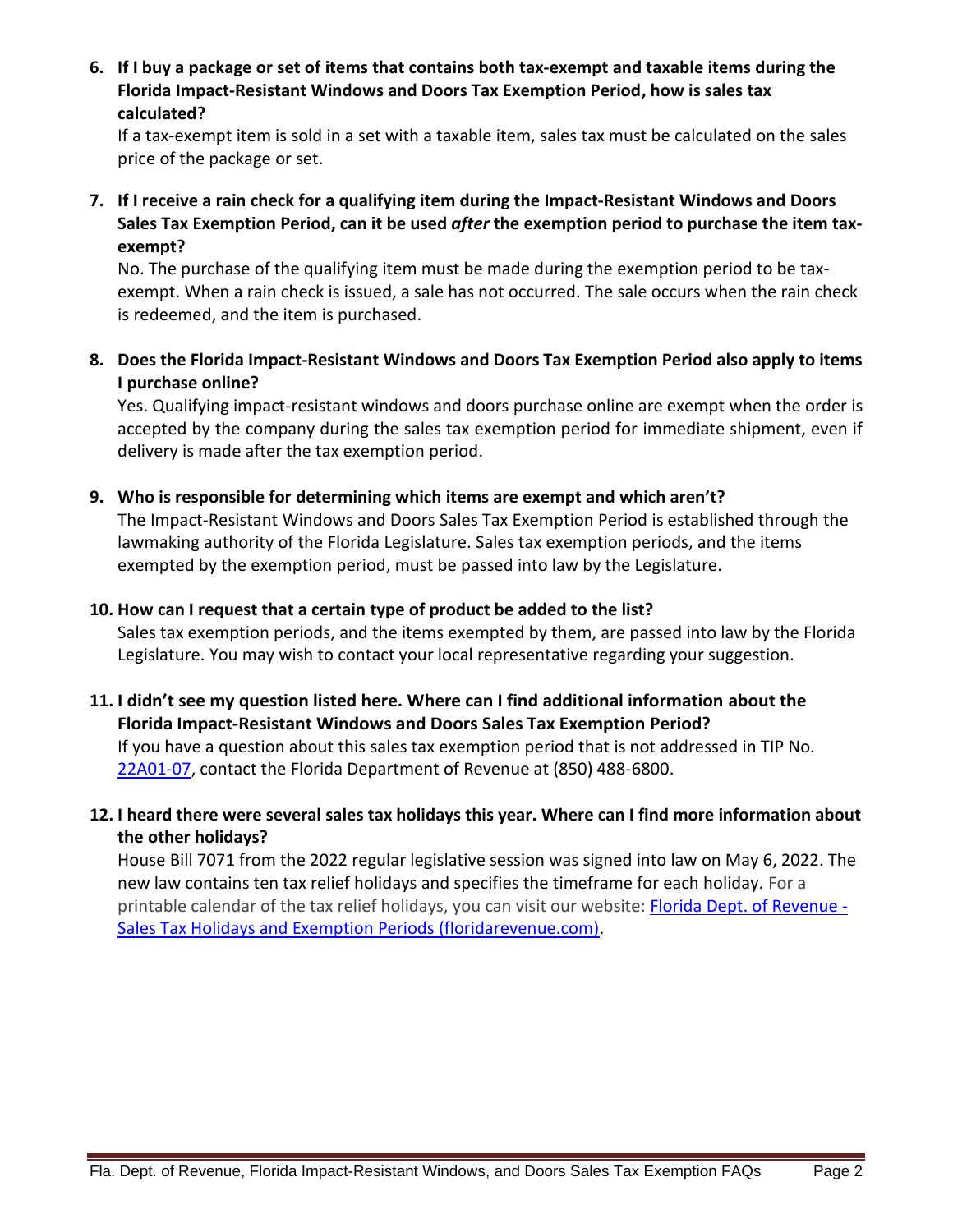6. **If I buy a package or set of items that contains both tax-exempt and taxable items during the Florida Impact-Resistant Windows and Doors Tax Exemption Period, how is sales tax calculated?**

   If a tax-exempt item is sold in a set with a taxable item, sales tax must be calculated on the sales price of the package or set.

7. **If I receive a rain check for a qualifying item during the Impact-Resistant Windows and Doors Sales Tax Exemption Period, can it be used *after* the exemption period to purchase the item tax-exempt?**

   No. The purchase of the qualifying item must be made during the exemption period to be tax-exempt. When a rain check is issued, a sale has not occurred. The sale occurs when the rain check is redeemed, and the item is purchased.

8. **Does the Florida Impact-Resistant Windows and Doors Tax Exemption Period also apply to items I purchase online?**

   Yes. Qualifying impact-resistant windows and doors purchase online are exempt when the order is accepted by the company during the sales tax exemption period for immediate shipment, even if delivery is made after the tax exemption period.

9. **Who is responsible for determining which items are exempt and which aren't?**

   The Impact-Resistant Windows and Doors Sales Tax Exemption Period is established through the lawmaking authority of the Florida Legislature. Sales tax exemption periods, and the items exempted by the exemption period, must be passed into law by the Legislature.

10. **How can I request that a certain type of product be added to the list?**

    Sales tax exemption periods, and the items exempted by them, are passed into law by the Florida Legislature. You may wish to contact your local representative regarding your suggestion.

11. **I didn't see my question listed here. Where can I find additional information about the Florida Impact-Resistant Windows and Doors Sales Tax Exemption Period?**

    If you have a question about this sales tax exemption period that is not addressed in TIP No. 22A01-07, contact the Florida Department of Revenue at (850) 488-6800.

12. **I heard there were several sales tax holidays this year. Where can I find more information about the other holidays?**

    House Bill 7071 from the 2022 regular legislative session was signed into law on May 6, 2022. The new law contains ten tax relief holidays and specifies the timeframe for each holiday. For a printable calendar of the tax relief holidays, you can visit our website: Florida Dept. of Revenue - Sales Tax Holidays and Exemption Periods (floridarevenue.com).